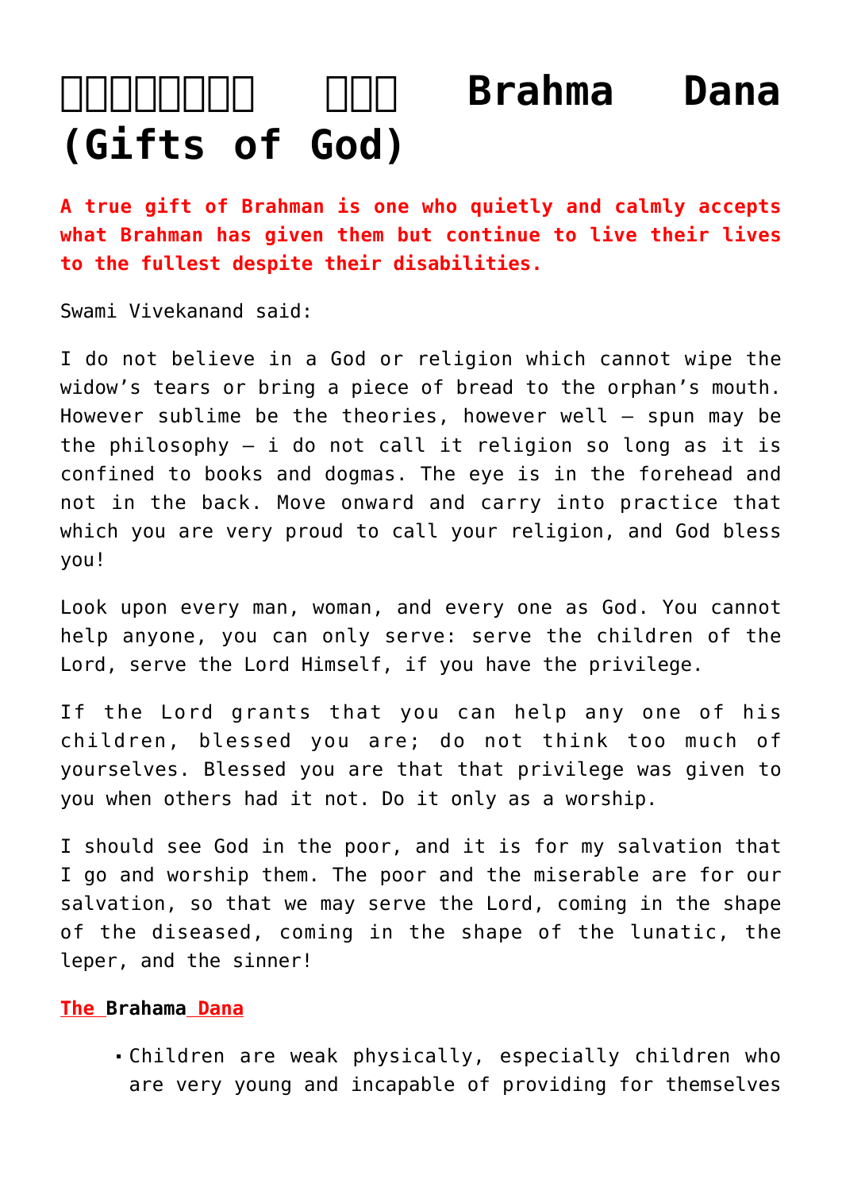# ब्रह्माण्ड दान Brahma Dana (Gifts of God)

**A true gift of Brahman is one who quietly and calmly accepts what Brahman has given them but continue to live their lives to the fullest despite their disabilities.**

Swami Vivekanand said:

I do not believe in a God or religion which cannot wipe the widow's tears or bring a piece of bread to the orphan's mouth. However sublime be the theories, however well – spun may be the philosophy – i do not call it religion so long as it is confined to books and dogmas. The eye is in the forehead and not in the back. Move onward and carry into practice that which you are very proud to call your religion, and God bless you!

Look upon every man, woman, and every one as God. You cannot help anyone, you can only serve: serve the children of the Lord, serve the Lord Himself, if you have the privilege.

If the Lord grants that you can help any one of his children, blessed you are; do not think too much of yourselves. Blessed you are that that privilege was given to you when others had it not. Do it only as a worship.

I should see God in the poor, and it is for my salvation that I go and worship them. The poor and the miserable are for our salvation, so that we may serve the Lord, coming in the shape of the diseased, coming in the shape of the lunatic, the leper, and the sinner!

**The Brahama Dana**

- Children are weak physically, especially children who are very young and incapable of providing for themselves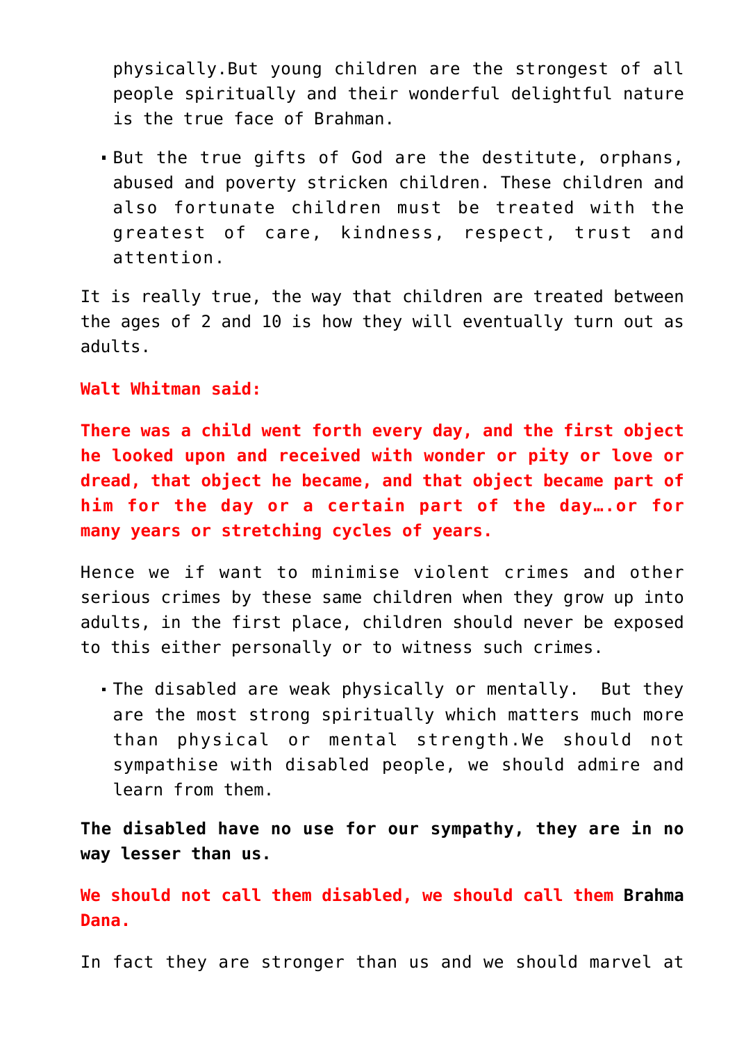physically.But young children are the strongest of all people spiritually and their wonderful delightful nature is the true face of Brahman.

- But the true gifts of God are the destitute, orphans, abused and poverty stricken children. These children and also fortunate children must be treated with the greatest of care, kindness, respect, trust and attention.

It is really true, the way that children are treated between the ages of 2 and 10 is how they will eventually turn out as adults.

**Walt Whitman said:**

**There was a child went forth every day, and the first object he looked upon and received with wonder or pity or love or dread, that object he became, and that object became part of him for the day or a certain part of the day….or for many years or stretching cycles of years.**

Hence we if want to minimise violent crimes and other serious crimes by these same children when they grow up into adults, in the first place, children should never be exposed to this either personally or to witness such crimes.

- The disabled are weak physically or mentally. But they are the most strong spiritually which matters much more than physical or mental strength.We should not sympathise with disabled people, we should admire and learn from them.

**The disabled have no use for our sympathy, they are in no way lesser than us.**

**We should not call them disabled, we should call them Brahma Dana.**

In fact they are stronger than us and we should marvel at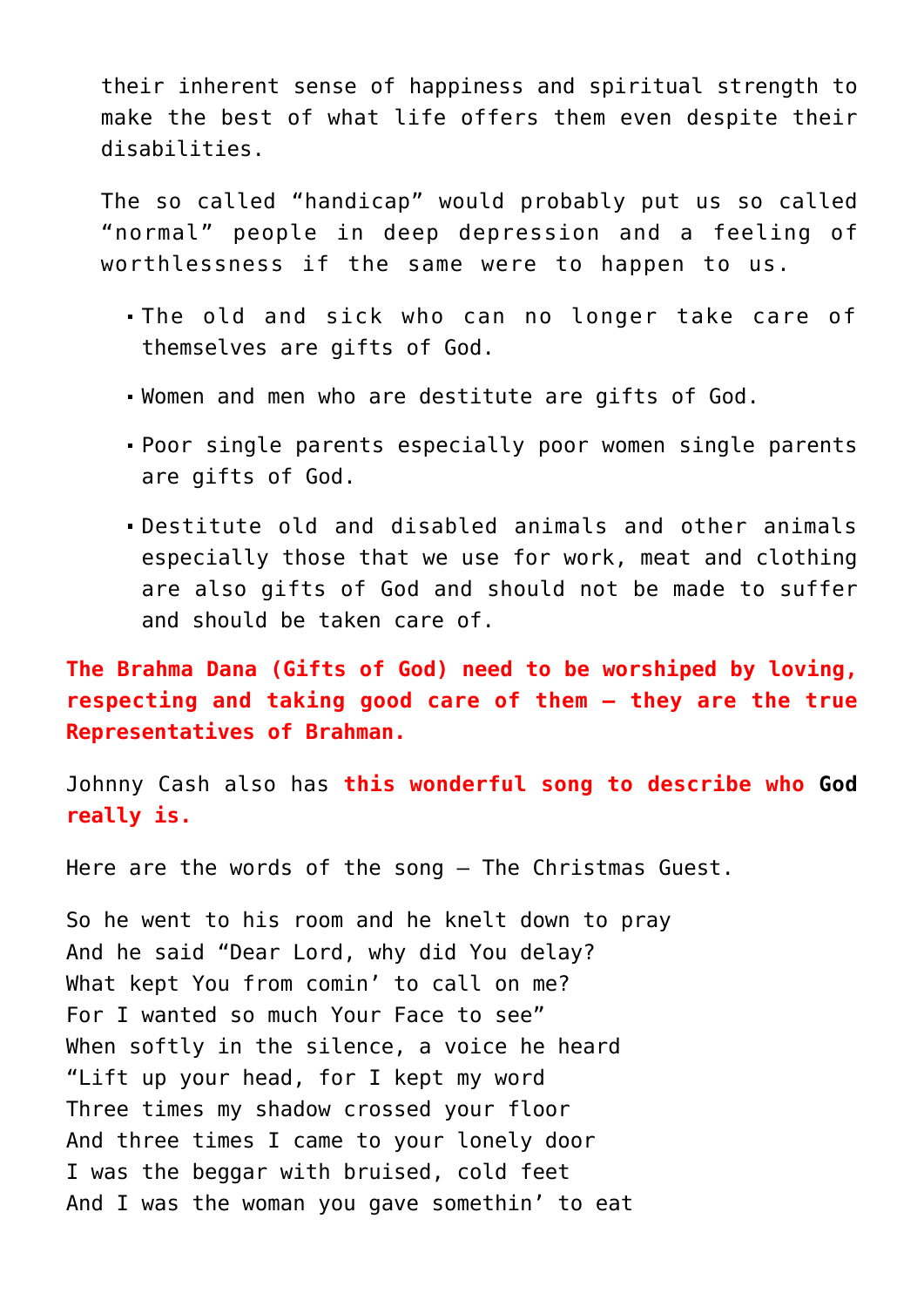their inherent sense of happiness and spiritual strength to make the best of what life offers them even despite their disabilities.

The so called "handicap" would probably put us so called "normal" people in deep depression and a feeling of worthlessness if the same were to happen to us.

- The old and sick who can no longer take care of themselves are gifts of God.
- Women and men who are destitute are gifts of God.
- Poor single parents especially poor women single parents are gifts of God.
- Destitute old and disabled animals and other animals especially those that we use for work, meat and clothing are also gifts of God and should not be made to suffer and should be taken care of.

**The Brahma Dana (Gifts of God) need to be worshiped by loving, respecting and taking good care of them – they are the true Representatives of Brahman.**

Johnny Cash also has **this wonderful song to describe who God really is.**

Here are the words of the song – The Christmas Guest.

So he went to his room and he knelt down to pray  
And he said "Dear Lord, why did You delay?  
What kept You from comin' to call on me?  
For I wanted so much Your Face to see"  
When softly in the silence, a voice he heard  
"Lift up your head, for I kept my word  
Three times my shadow crossed your floor  
And three times I came to your lonely door  
I was the beggar with bruised, cold feet  
And I was the woman you gave somethin' to eat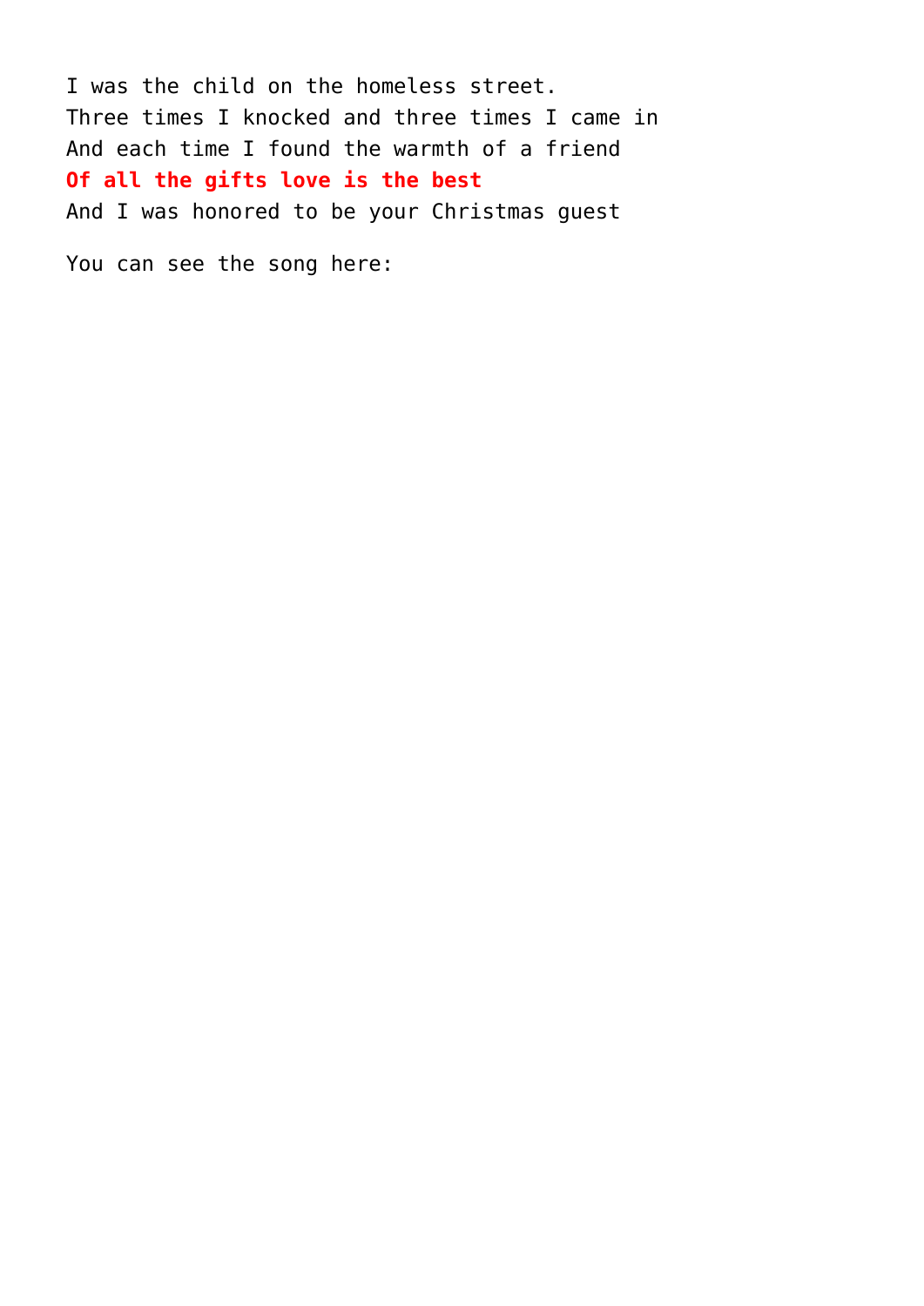I was the child on the homeless street.
Three times I knocked and three times I came in
And each time I found the warmth of a friend
**Of all the gifts love is the best**
And I was honored to be your Christmas guest

You can see the song here: